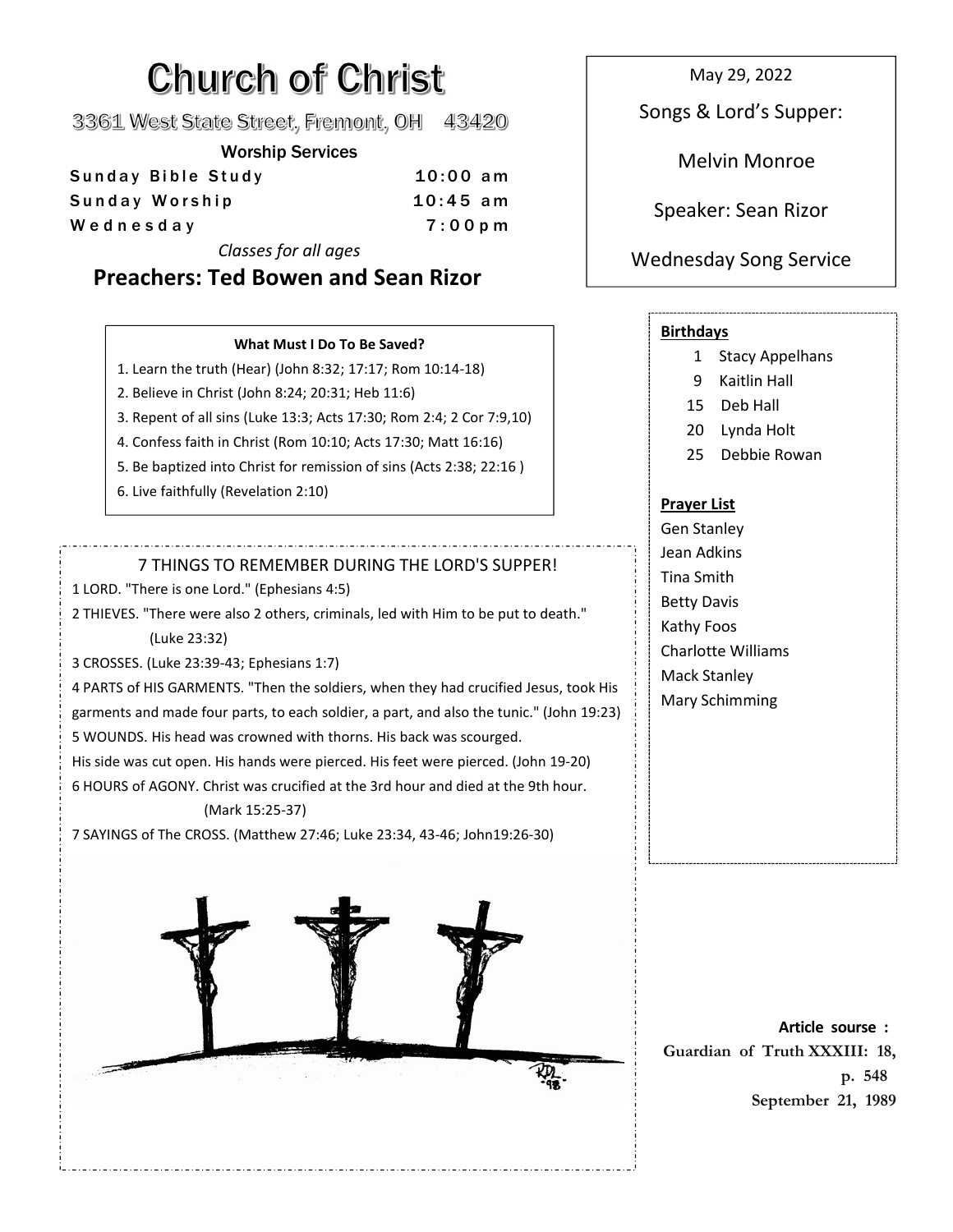# Church of Christ

3361 West State Street, Fremont, OH 43420

**Worship Services**

| | |
|---|---|
| Sunday Bible Study | 10:00 am |
| Sunday Worship | 10:45 am |
| Wednesday | 7:00pm |

*Classes for all ages*

**Preachers: Ted Bowen and Sean Rizor**

May 29, 2022

Songs & Lord's Supper:

Melvin Monroe

Speaker: Sean Rizor

Wednesday Song Service

**What Must I Do To Be Saved?**

1. Learn the truth (Hear) (John 8:32; 17:17; Rom 10:14-18)
2. Believe in Christ (John 8:24; 20:31; Heb 11:6)
3. Repent of all sins (Luke 13:3; Acts 17:30; Rom 2:4; 2 Cor 7:9,10)
4. Confess faith in Christ (Rom 10:10; Acts 17:30; Matt 16:16)
5. Be baptized into Christ for remission of sins (Acts 2:38; 22:16 )
6. Live faithfully (Revelation 2:10)

**Birthdays**

1 Stacy Appelhans
9 Kaitlin Hall
15 Deb Hall
20 Lynda Holt
25 Debbie Rowan

**Prayer List**

Gen Stanley
Jean Adkins
Tina Smith
Betty Davis
Kathy Foos
Charlotte Williams
Mack Stanley
Mary Schimming

## 7 THINGS TO REMEMBER DURING THE LORD'S SUPPER!

1 LORD. "There is one Lord." (Ephesians 4:5)

2 THIEVES. "There were also 2 others, criminals, led with Him to be put to death." (Luke 23:32)

3 CROSSES. (Luke 23:39-43; Ephesians 1:7)

4 PARTS of HIS GARMENTS. "Then the soldiers, when they had crucified Jesus, took His garments and made four parts, to each soldier, a part, and also the tunic." (John 19:23)

5 WOUNDS. His head was crowned with thorns. His back was scourged. His side was cut open. His hands were pierced. His feet were pierced. (John 19-20)

6 HOURS of AGONY. Christ was crucified at the 3rd hour and died at the 9th hour. (Mark 15:25-37)

7 SAYINGS of The CROSS. (Matthew 27:46; Luke 23:34, 43-46; John19:26-30)

**Article sourse :**
Guardian of Truth XXXIII: 18, p. 548
September 21, 1989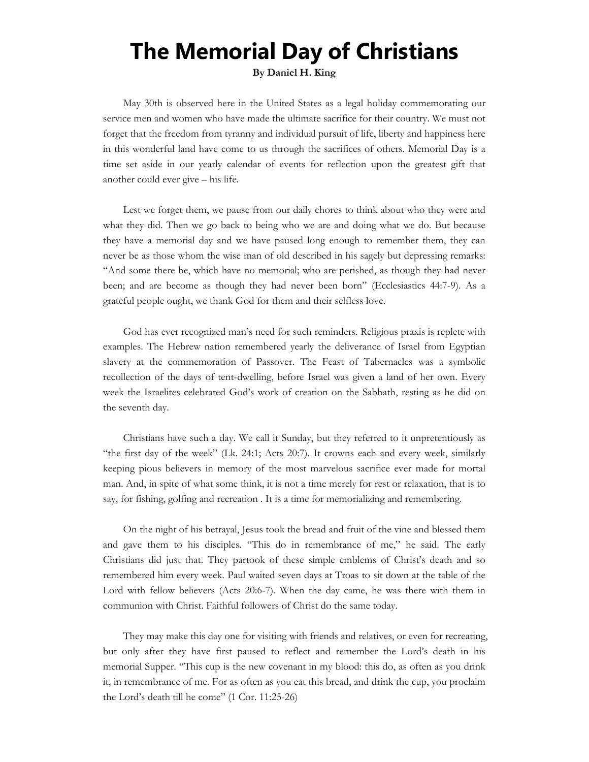# The Memorial Day of Christians

**By Daniel H. King**

May 30th is observed here in the United States as a legal holiday commemorating our service men and women who have made the ultimate sacrifice for their country. We must not forget that the freedom from tyranny and individual pursuit of life, liberty and happiness here in this wonderful land have come to us through the sacrifices of others. Memorial Day is a time set aside in our yearly calendar of events for reflection upon the greatest gift that another could ever give – his life.

Lest we forget them, we pause from our daily chores to think about who they were and what they did. Then we go back to being who we are and doing what we do. But because they have a memorial day and we have paused long enough to remember them, they can never be as those whom the wise man of old described in his sagely but depressing remarks: "And some there be, which have no memorial; who are perished, as though they had never been; and are become as though they had never been born" (Ecclesiastics 44:7-9). As a grateful people ought, we thank God for them and their selfless love.

God has ever recognized man's need for such reminders. Religious praxis is replete with examples. The Hebrew nation remembered yearly the deliverance of Israel from Egyptian slavery at the commemoration of Passover. The Feast of Tabernacles was a symbolic recollection of the days of tent-dwelling, before Israel was given a land of her own. Every week the Israelites celebrated God's work of creation on the Sabbath, resting as he did on the seventh day.

Christians have such a day. We call it Sunday, but they referred to it unpretentiously as "the first day of the week" (Lk. 24:1; Acts 20:7). It crowns each and every week, similarly keeping pious believers in memory of the most marvelous sacrifice ever made for mortal man. And, in spite of what some think, it is not a time merely for rest or relaxation, that is to say, for fishing, golfing and recreation . It is a time for memorializing and remembering.

On the night of his betrayal, Jesus took the bread and fruit of the vine and blessed them and gave them to his disciples. "This do in remembrance of me," he said. The early Christians did just that. They partook of these simple emblems of Christ's death and so remembered him every week. Paul waited seven days at Troas to sit down at the table of the Lord with fellow believers (Acts 20:6-7). When the day came, he was there with them in communion with Christ. Faithful followers of Christ do the same today.

They may make this day one for visiting with friends and relatives, or even for recreating, but only after they have first paused to reflect and remember the Lord's death in his memorial Supper. "This cup is the new covenant in my blood: this do, as often as you drink it, in remembrance of me. For as often as you eat this bread, and drink the cup, you proclaim the Lord's death till he come" (1 Cor. 11:25-26)